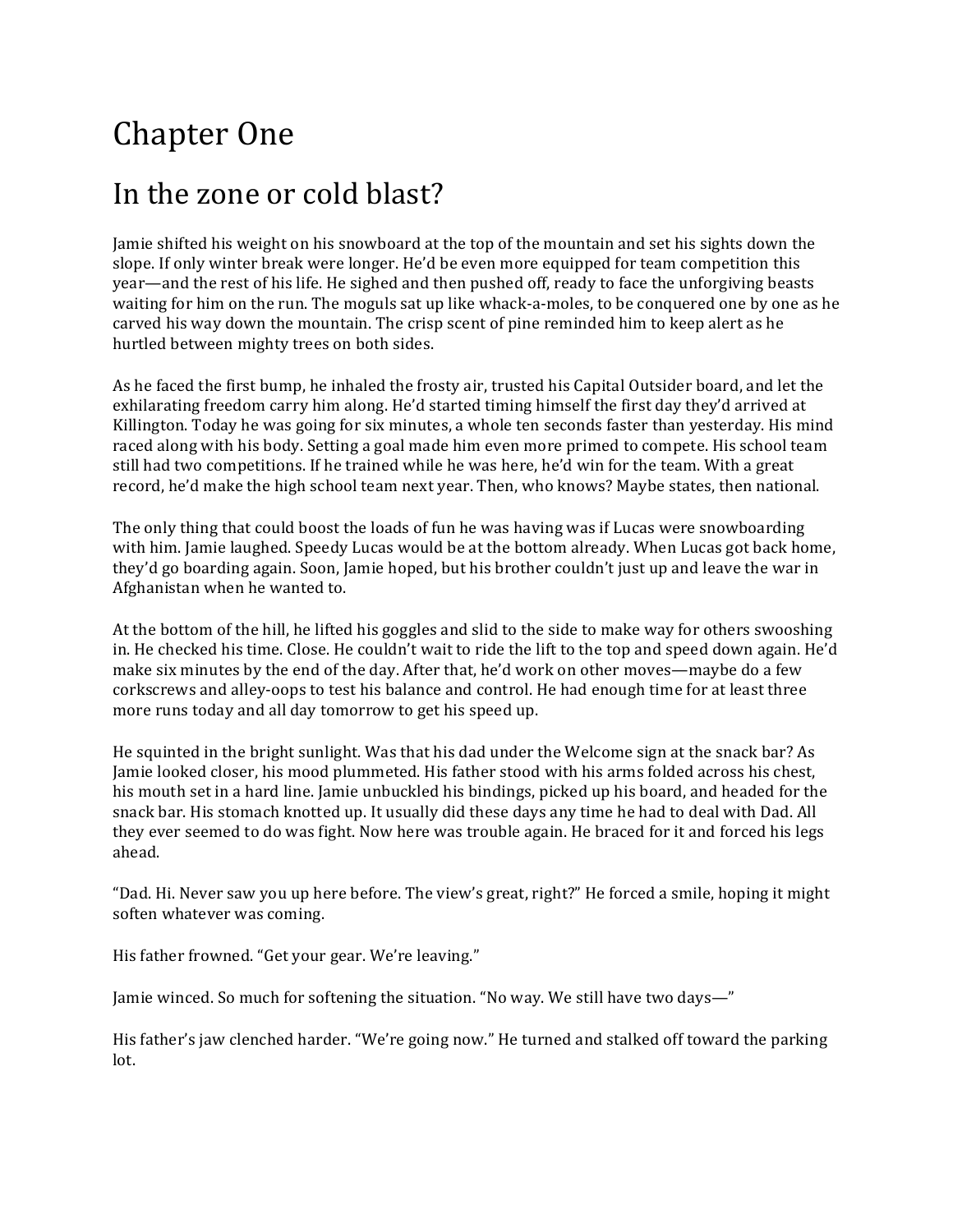# Chapter One

## In the zone or cold blast?

Jamie shifted his weight on his snowboard at the top of the mountain and set his sights down the slope. If only winter break were longer. He'd be even more equipped for team competition this year—and the rest of his life. He sighed and then pushed off, ready to face the unforgiving beasts waiting for him on the run. The moguls sat up like whack-a-moles, to be conquered one by one as he carved his way down the mountain. The crisp scent of pine reminded him to keep alert as he hurtled between mighty trees on both sides.

As he faced the first bump, he inhaled the frosty air, trusted his Capital Outsider board, and let the exhilarating freedom carry him along. He'd started timing himself the first day they'd arrived at Killington. Today he was going for six minutes, a whole ten seconds faster than yesterday. His mind raced along with his body. Setting a goal made him even more primed to compete. His school team still had two competitions. If he trained while he was here, he'd win for the team. With a great record, he'd make the high school team next year. Then, who knows? Maybe states, then national.

The only thing that could boost the loads of fun he was having was if Lucas were snowboarding with him. Jamie laughed. Speedy Lucas would be at the bottom already. When Lucas got back home, they'd go boarding again. Soon, Jamie hoped, but his brother couldn't just up and leave the war in Afghanistan when he wanted to.

At the bottom of the hill, he lifted his goggles and slid to the side to make way for others swooshing in. He checked his time. Close. He couldn't wait to ride the lift to the top and speed down again. He'd make six minutes by the end of the day. After that, he'd work on other moves—maybe do a few corkscrews and alley-oops to test his balance and control. He had enough time for at least three more runs today and all day tomorrow to get his speed up.

He squinted in the bright sunlight. Was that his dad under the Welcome sign at the snack bar? As Jamie looked closer, his mood plummeted. His father stood with his arms folded across his chest, his mouth set in a hard line. Jamie unbuckled his bindings, picked up his board, and headed for the snack bar. His stomach knotted up. It usually did these days any time he had to deal with Dad. All they ever seemed to do was fight. Now here was trouble again. He braced for it and forced his legs ahead.

"Dad. Hi. Never saw you up here before. The view's great, right?" He forced a smile, hoping it might soften whatever was coming.

His father frowned. "Get your gear. We're leaving."

Jamie winced. So much for softening the situation. "No way. We still have two days—"

His father's jaw clenched harder. "We're going now." He turned and stalked off toward the parking lot.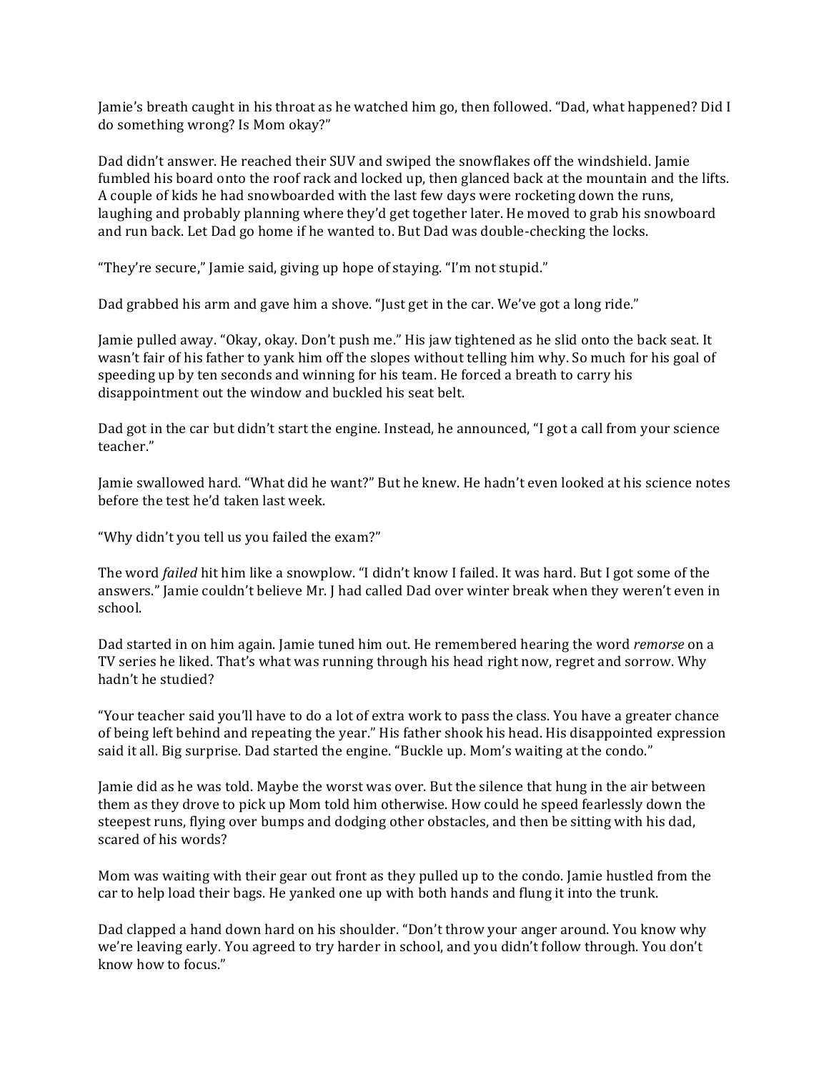Jamie's breath caught in his throat as he watched him go, then followed. "Dad, what happened? Did I do something wrong? Is Mom okay?"

Dad didn't answer. He reached their SUV and swiped the snowflakes off the windshield. Jamie fumbled his board onto the roof rack and locked up, then glanced back at the mountain and the lifts. A couple of kids he had snowboarded with the last few days were rocketing down the runs, laughing and probably planning where they'd get together later. He moved to grab his snowboard and run back. Let Dad go home if he wanted to. But Dad was double-checking the locks.

"They're secure," Jamie said, giving up hope of staying. "I'm not stupid."

Dad grabbed his arm and gave him a shove. "Just get in the car. We've got a long ride."

Jamie pulled away. "Okay, okay. Don't push me." His jaw tightened as he slid onto the back seat. It wasn't fair of his father to yank him off the slopes without telling him why. So much for his goal of speeding up by ten seconds and winning for his team. He forced a breath to carry his disappointment out the window and buckled his seat belt.

Dad got in the car but didn't start the engine. Instead, he announced, "I got a call from your science teacher."

Jamie swallowed hard. "What did he want?" But he knew. He hadn't even looked at his science notes before the test he'd taken last week.

"Why didn't you tell us you failed the exam?"

The word *failed* hit him like a snowplow. "I didn't know I failed. It was hard. But I got some of the answers." Jamie couldn't believe Mr. J had called Dad over winter break when they weren't even in school.

Dad started in on him again. Jamie tuned him out. He remembered hearing the word *remorse* on a TV series he liked. That's what was running through his head right now, regret and sorrow. Why hadn't he studied?

"Your teacher said you'll have to do a lot of extra work to pass the class. You have a greater chance of being left behind and repeating the year." His father shook his head. His disappointed expression said it all. Big surprise. Dad started the engine. "Buckle up. Mom's waiting at the condo."

Jamie did as he was told. Maybe the worst was over. But the silence that hung in the air between them as they drove to pick up Mom told him otherwise. How could he speed fearlessly down the steepest runs, flying over bumps and dodging other obstacles, and then be sitting with his dad, scared of his words?

Mom was waiting with their gear out front as they pulled up to the condo. Jamie hustled from the car to help load their bags. He yanked one up with both hands and flung it into the trunk.

Dad clapped a hand down hard on his shoulder. "Don't throw your anger around. You know why we're leaving early. You agreed to try harder in school, and you didn't follow through. You don't know how to focus."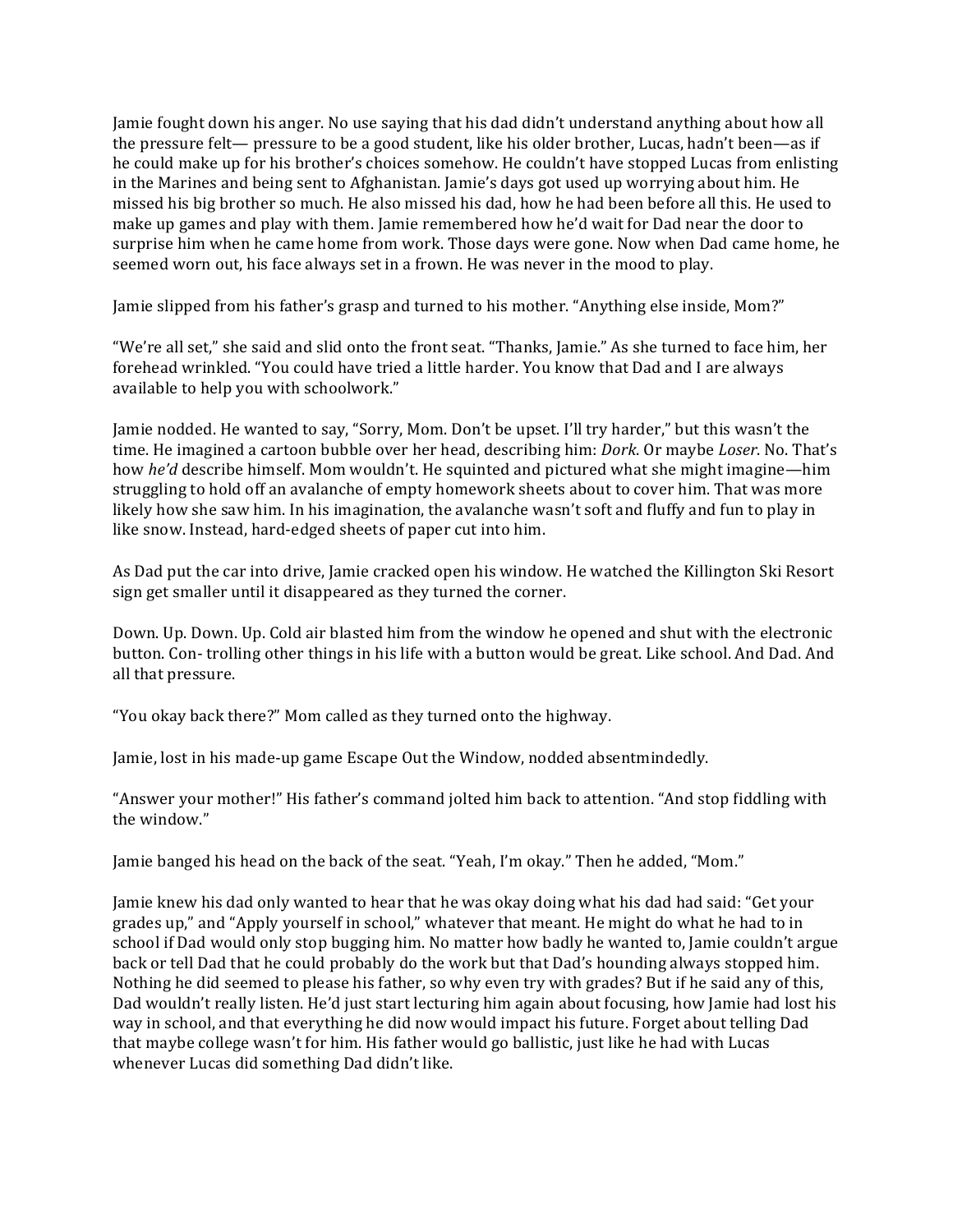Jamie fought down his anger. No use saying that his dad didn't understand anything about how all the pressure felt— pressure to be a good student, like his older brother, Lucas, hadn't been—as if he could make up for his brother's choices somehow. He couldn't have stopped Lucas from enlisting in the Marines and being sent to Afghanistan. Jamie's days got used up worrying about him. He missed his big brother so much. He also missed his dad, how he had been before all this. He used to make up games and play with them. Jamie remembered how he'd wait for Dad near the door to surprise him when he came home from work. Those days were gone. Now when Dad came home, he seemed worn out, his face always set in a frown. He was never in the mood to play.

Jamie slipped from his father's grasp and turned to his mother. "Anything else inside, Mom?"

"We're all set," she said and slid onto the front seat. "Thanks, Jamie." As she turned to face him, her forehead wrinkled. "You could have tried a little harder. You know that Dad and I are always available to help you with schoolwork."

Jamie nodded. He wanted to say, "Sorry, Mom. Don't be upset. I'll try harder," but this wasn't the time. He imagined a cartoon bubble over her head, describing him: *Dork*. Or maybe *Loser*. No. That's how *he'd* describe himself. Mom wouldn't. He squinted and pictured what she might imagine—him struggling to hold off an avalanche of empty homework sheets about to cover him. That was more likely how she saw him. In his imagination, the avalanche wasn't soft and fluffy and fun to play in like snow. Instead, hard-edged sheets of paper cut into him.

As Dad put the car into drive, Jamie cracked open his window. He watched the Killington Ski Resort sign get smaller until it disappeared as they turned the corner.

Down. Up. Down. Up. Cold air blasted him from the window he opened and shut with the electronic button. Con- trolling other things in his life with a button would be great. Like school. And Dad. And all that pressure.

"You okay back there?" Mom called as they turned onto the highway.

Jamie, lost in his made-up game Escape Out the Window, nodded absentmindedly.

"Answer your mother!" His father's command jolted him back to attention. "And stop fiddling with the window."

Jamie banged his head on the back of the seat. "Yeah, I'm okay." Then he added, "Mom."

Jamie knew his dad only wanted to hear that he was okay doing what his dad had said: "Get your grades up," and "Apply yourself in school," whatever that meant. He might do what he had to in school if Dad would only stop bugging him. No matter how badly he wanted to, Jamie couldn't argue back or tell Dad that he could probably do the work but that Dad's hounding always stopped him. Nothing he did seemed to please his father, so why even try with grades? But if he said any of this, Dad wouldn't really listen. He'd just start lecturing him again about focusing, how Jamie had lost his way in school, and that everything he did now would impact his future. Forget about telling Dad that maybe college wasn't for him. His father would go ballistic, just like he had with Lucas whenever Lucas did something Dad didn't like.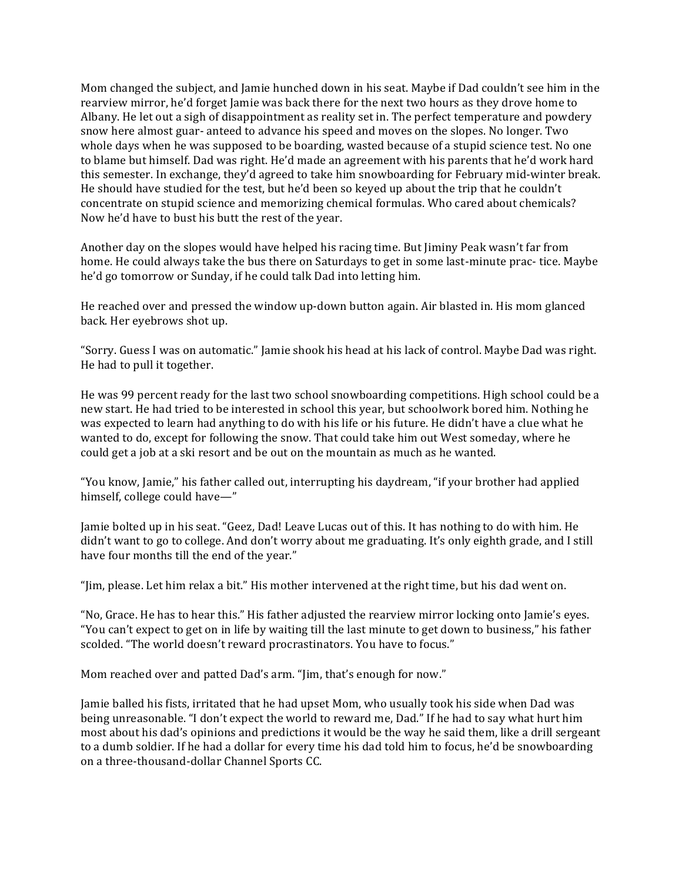Mom changed the subject, and Jamie hunched down in his seat. Maybe if Dad couldn't see him in the rearview mirror, he'd forget Jamie was back there for the next two hours as they drove home to Albany. He let out a sigh of disappointment as reality set in. The perfect temperature and powdery snow here almost guar- anteed to advance his speed and moves on the slopes. No longer. Two whole days when he was supposed to be boarding, wasted because of a stupid science test. No one to blame but himself. Dad was right. He'd made an agreement with his parents that he'd work hard this semester. In exchange, they'd agreed to take him snowboarding for February mid-winter break. He should have studied for the test, but he'd been so keyed up about the trip that he couldn't concentrate on stupid science and memorizing chemical formulas. Who cared about chemicals? Now he'd have to bust his butt the rest of the year.

Another day on the slopes would have helped his racing time. But Jiminy Peak wasn't far from home. He could always take the bus there on Saturdays to get in some last-minute prac- tice. Maybe he'd go tomorrow or Sunday, if he could talk Dad into letting him.

He reached over and pressed the window up-down button again. Air blasted in. His mom glanced back. Her eyebrows shot up.

"Sorry. Guess I was on automatic." Jamie shook his head at his lack of control. Maybe Dad was right. He had to pull it together.

He was 99 percent ready for the last two school snowboarding competitions. High school could be a new start. He had tried to be interested in school this year, but schoolwork bored him. Nothing he was expected to learn had anything to do with his life or his future. He didn't have a clue what he wanted to do, except for following the snow. That could take him out West someday, where he could get a job at a ski resort and be out on the mountain as much as he wanted.

"You know, Jamie," his father called out, interrupting his daydream, "if your brother had applied himself, college could have—"

Jamie bolted up in his seat. "Geez, Dad! Leave Lucas out of this. It has nothing to do with him. He didn't want to go to college. And don't worry about me graduating. It's only eighth grade, and I still have four months till the end of the year."

"Jim, please. Let him relax a bit." His mother intervened at the right time, but his dad went on.

"No, Grace. He has to hear this." His father adjusted the rearview mirror locking onto Jamie's eyes. "You can't expect to get on in life by waiting till the last minute to get down to business," his father scolded. "The world doesn't reward procrastinators. You have to focus."

Mom reached over and patted Dad's arm. "Jim, that's enough for now."

Jamie balled his fists, irritated that he had upset Mom, who usually took his side when Dad was being unreasonable. "I don't expect the world to reward me, Dad." If he had to say what hurt him most about his dad's opinions and predictions it would be the way he said them, like a drill sergeant to a dumb soldier. If he had a dollar for every time his dad told him to focus, he'd be snowboarding on a three-thousand-dollar Channel Sports CC.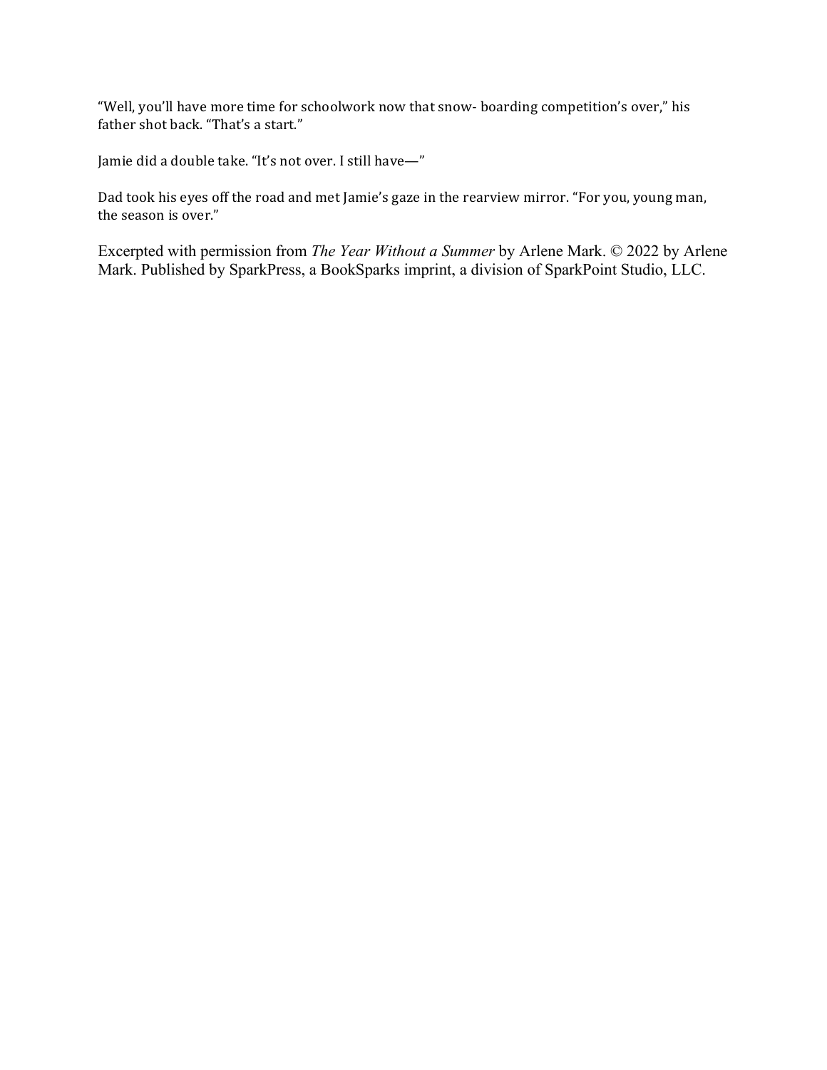"Well, you'll have more time for schoolwork now that snow- boarding competition's over," his father shot back. "That's a start."

Jamie did a double take. "It's not over. I still have—"

Dad took his eyes off the road and met Jamie's gaze in the rearview mirror. "For you, young man, the season is over."

Excerpted with permission from *The Year Without a Summer* by Arlene Mark. © 2022 by Arlene Mark. Published by SparkPress, a BookSparks imprint, a division of SparkPoint Studio, LLC.